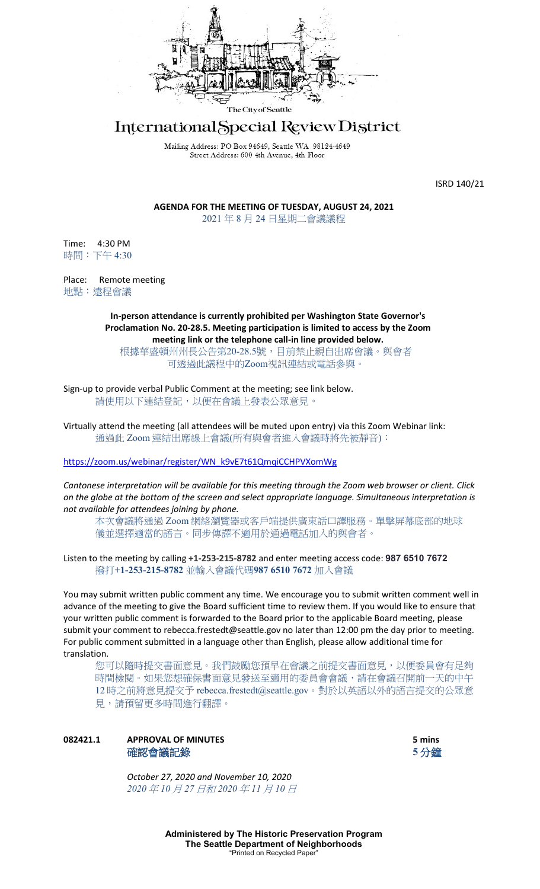The City of Seattle

# International Special Review District

Mailing Address: PO Box 94649, Seattle WA 98124-4649
Street Address: 600 4th Avenue, 4th Floor

ISRD 140/21

**AGENDA FOR THE MEETING OF TUESDAY, AUGUST 24, 2021**
2021 年 8 月 24 日星期二會議議程

Time: 4:30 PM
時間：下午 4:30

Place: Remote meeting
地點：遠程會議

**In-person attendance is currently prohibited per Washington State Governor's Proclamation No. 20-28.5. Meeting participation is limited to access by the Zoom meeting link or the telephone call-in line provided below.**
根據華盛頓州州長公告第20-28.5號，目前禁止親自出席會議。與會者可透過此議程中的Zoom視訊連結或電話參與。

Sign-up to provide verbal Public Comment at the meeting; see link below.
請使用以下連結登記，以便在會議上發表公眾意見。

Virtually attend the meeting (all attendees will be muted upon entry) via this Zoom Webinar link:
通過此 Zoom 連結出席線上會議(所有與會者進入會議時將先被靜音)：

https://zoom.us/webinar/register/WN_k9vE7t61QmqiCCHPVXomWg

*Cantonese interpretation will be available for this meeting through the Zoom web browser or client. Click on the globe at the bottom of the screen and select appropriate language. Simultaneous interpretation is not available for attendees joining by phone.*
本次會議將通過 Zoom 網絡瀏覽器或客戶端提供廣東話口譯服務。單擊屏幕底部的地球儀並選擇適當的語言。同步傳譯不適用於通過電話加入的與會者。

Listen to the meeting by calling **+1-253-215-8782** and enter meeting access code: **987 6510 7672**
撥打**+1-253-215-8782** 並輸入會議代碼**987 6510 7672** 加入會議

You may submit written public comment any time. We encourage you to submit written comment well in advance of the meeting to give the Board sufficient time to review them. If you would like to ensure that your written public comment is forwarded to the Board prior to the applicable Board meeting, please submit your comment to rebecca.frestedt@seattle.gov no later than 12:00 pm the day prior to meeting. For public comment submitted in a language other than English, please allow additional time for translation.
您可以隨時提交書面意見。我們鼓勵您預早在會議之前提交書面意見，以便委員會有足夠時間檢閱。如果您想確保書面意見發送至適用的委員會會議，請在會議召開前一天的中午 12 時之前將意見提交予 rebecca.frestedt@seattle.gov。對於以英語以外的語言提交的公眾意見，請預留更多時間進行翻譯。

**082421.1 APPROVAL OF MINUTES** **5 mins**
**確認會議記錄** **5 分鐘**

*October 27, 2020 and November 10, 2020*
*2020 年 10 月 27 日和 2020 年 11 月 10 日*

**Administered by The Historic Preservation Program**
**The Seattle Department of Neighborhoods**
"Printed on Recycled Paper"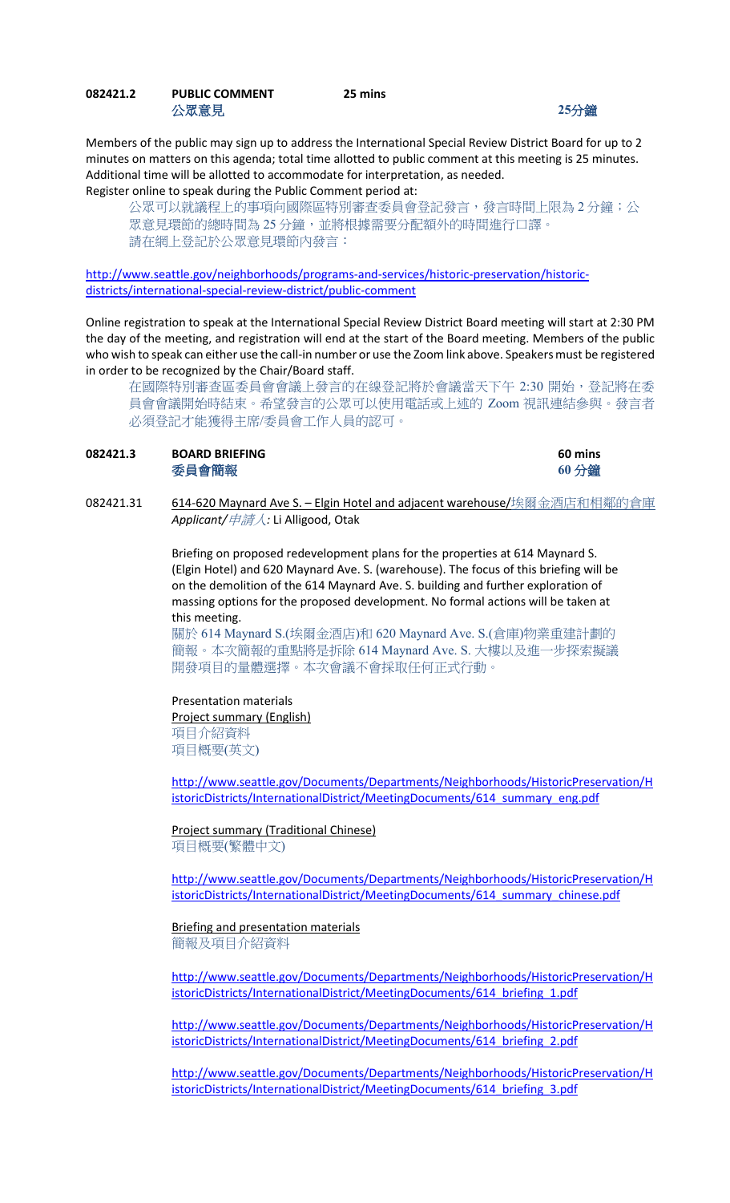**082421.2 PUBLIC COMMENT 25 mins**
**公眾意見 25分鐘**

Members of the public may sign up to address the International Special Review District Board for up to 2 minutes on matters on this agenda; total time allotted to public comment at this meeting is 25 minutes. Additional time will be allotted to accommodate for interpretation, as needed.
Register online to speak during the Public Comment period at:

公眾可以就議程上的事項向國際區特別審查委員會登記發言，發言時間上限為 2 分鐘；公眾意見環節的總時間為 25 分鐘，並將根據需要分配額外的時間進行口譯。
請在網上登記於公眾意見環節內發言：

[http://www.seattle.gov/neighborhoods/programs-and-services/historic-preservation/historic-districts/international-special-review-district/public-comment](http://www.seattle.gov/neighborhoods/programs-and-services/historic-preservation/historic-districts/international-special-review-district/public-comment)

Online registration to speak at the International Special Review District Board meeting will start at 2:30 PM the day of the meeting, and registration will end at the start of the Board meeting. Members of the public who wish to speak can either use the call-in number or use the Zoom link above. Speakers must be registered in order to be recognized by the Chair/Board staff.

在國際特別審查區委員會會議上發言的在線登記將於會議當天下午 2:30 開始，登記將在委員會會議開始時結束。希望發言的公眾可以使用電話或上述的 Zoom 視訊連結參與。發言者必須登記才能獲得主席/委員會工作人員的認可。

**082421.3 BOARD BRIEFING 60 mins**
**委員會簡報 60 分鐘**

082421.31 614-620 Maynard Ave S. – Elgin Hotel and adjacent warehouse/埃爾金酒店和相鄰的倉庫
*Applicant/申請人:* Li Alligood, Otak

Briefing on proposed redevelopment plans for the properties at 614 Maynard S. (Elgin Hotel) and 620 Maynard Ave. S. (warehouse). The focus of this briefing will be on the demolition of the 614 Maynard Ave. S. building and further exploration of massing options for the proposed development. No formal actions will be taken at this meeting.
關於 614 Maynard S.(埃爾金酒店)和 620 Maynard Ave. S.(倉庫)物業重建計劃的簡報。本次簡報的重點將是拆除 614 Maynard Ave. S. 大樓以及進一步探索擬議開發項目的量體選擇。本次會議不會採取任何正式行動。

Presentation materials
Project summary (English)
項目介紹資料
項目概要(英文)

[http://www.seattle.gov/Documents/Departments/Neighborhoods/HistoricPreservation/HistoricDistricts/InternationalDistrict/MeetingDocuments/614_summary_eng.pdf](http://www.seattle.gov/Documents/Departments/Neighborhoods/HistoricPreservation/HistoricDistricts/InternationalDistrict/MeetingDocuments/614_summary_eng.pdf)

Project summary (Traditional Chinese)
項目概要(繁體中文)

[http://www.seattle.gov/Documents/Departments/Neighborhoods/HistoricPreservation/HistoricDistricts/InternationalDistrict/MeetingDocuments/614_summary_chinese.pdf](http://www.seattle.gov/Documents/Departments/Neighborhoods/HistoricPreservation/HistoricDistricts/InternationalDistrict/MeetingDocuments/614_summary_chinese.pdf)

Briefing and presentation materials
簡報及項目介紹資料

[http://www.seattle.gov/Documents/Departments/Neighborhoods/HistoricPreservation/HistoricDistricts/InternationalDistrict/MeetingDocuments/614_briefing_1.pdf](http://www.seattle.gov/Documents/Departments/Neighborhoods/HistoricPreservation/HistoricDistricts/InternationalDistrict/MeetingDocuments/614_briefing_1.pdf)

[http://www.seattle.gov/Documents/Departments/Neighborhoods/HistoricPreservation/HistoricDistricts/InternationalDistrict/MeetingDocuments/614_briefing_2.pdf](http://www.seattle.gov/Documents/Departments/Neighborhoods/HistoricPreservation/HistoricDistricts/InternationalDistrict/MeetingDocuments/614_briefing_2.pdf)

[http://www.seattle.gov/Documents/Departments/Neighborhoods/HistoricPreservation/HistoricDistricts/InternationalDistrict/MeetingDocuments/614_briefing_3.pdf](http://www.seattle.gov/Documents/Departments/Neighborhoods/HistoricPreservation/HistoricDistricts/InternationalDistrict/MeetingDocuments/614_briefing_3.pdf)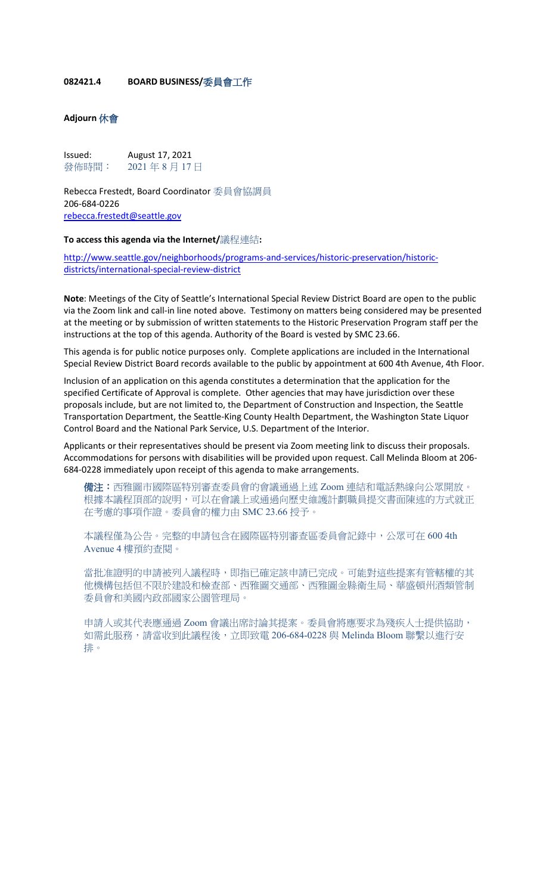**082421.4 BOARD BUSINESS/委員會工作**

**Adjourn 休會**

Issued: August 17, 2021
發佈時間： 2021 年 8 月 17 日

Rebecca Frestedt, Board Coordinator 委員會協調員
206-684-0226
rebecca.frestedt@seattle.gov

**To access this agenda via the Internet/議程連結:**

http://www.seattle.gov/neighborhoods/programs-and-services/historic-preservation/historic-districts/international-special-review-district

**Note**: Meetings of the City of Seattle's International Special Review District Board are open to the public via the Zoom link and call-in line noted above. Testimony on matters being considered may be presented at the meeting or by submission of written statements to the Historic Preservation Program staff per the instructions at the top of this agenda. Authority of the Board is vested by SMC 23.66.

This agenda is for public notice purposes only. Complete applications are included in the International Special Review District Board records available to the public by appointment at 600 4th Avenue, 4th Floor.

Inclusion of an application on this agenda constitutes a determination that the application for the specified Certificate of Approval is complete. Other agencies that may have jurisdiction over these proposals include, but are not limited to, the Department of Construction and Inspection, the Seattle Transportation Department, the Seattle-King County Health Department, the Washington State Liquor Control Board and the National Park Service, U.S. Department of the Interior.

Applicants or their representatives should be present via Zoom meeting link to discuss their proposals. Accommodations for persons with disabilities will be provided upon request. Call Melinda Bloom at 206-684-0228 immediately upon receipt of this agenda to make arrangements.

**備注**：西雅圖市國際區特別審查委員會的會議通過上述 Zoom 連結和電話熱線向公眾開放。根據本議程頂部的說明，可以在會議上或通過向歷史維護計劃職員提交書面陳述的方式就正在考慮的事項作證。委員會的權力由 SMC 23.66 授予。

本議程僅為公告。完整的申請包含在國際區特別審查區委員會記錄中，公眾可在 600 4th Avenue 4 樓預約查閱。

當批准證明的申請被列入議程時，即指已確定該申請已完成。可能對這些提案有管轄權的其他機構包括但不限於建設和檢查部、西雅圖交通部、西雅圖金縣衛生局、華盛頓州酒類管制委員會和美國內政部國家公園管理局。

申請人或其代表應通過 Zoom 會議出席討論其提案。委員會將應要求為殘疾人士提供協助，如需此服務，請當收到此議程後，立即致電 206-684-0228 與 Melinda Bloom 聯繫以進行安排。